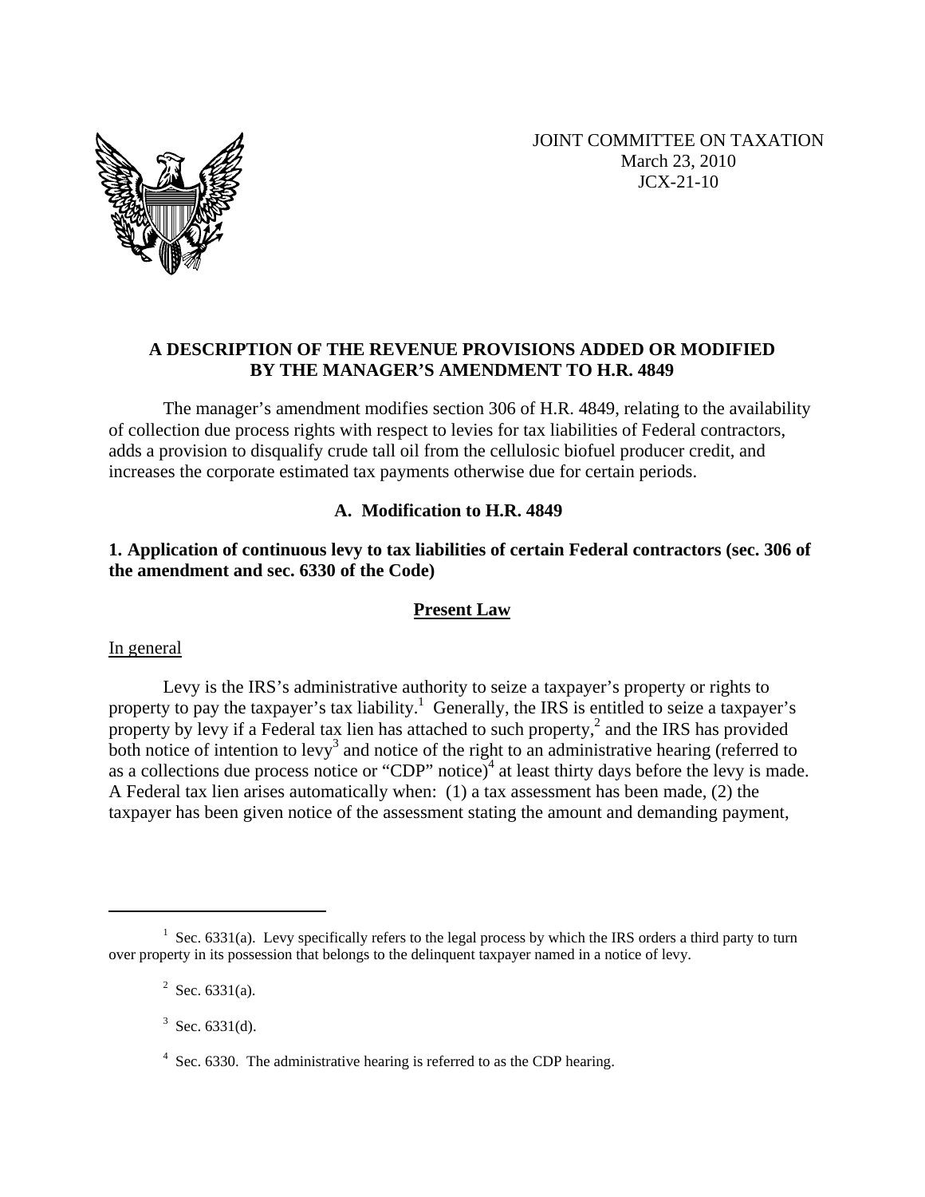JOINT COMMITTEE ON TAXATION
March 23, 2010
JCX-21-10

## A DESCRIPTION OF THE REVENUE PROVISIONS ADDED OR MODIFIED BY THE MANAGER'S AMENDMENT TO H.R. 4849

The manager's amendment modifies section 306 of H.R. 4849, relating to the availability of collection due process rights with respect to levies for tax liabilities of Federal contractors, adds a provision to disqualify crude tall oil from the cellulosic biofuel producer credit, and increases the corporate estimated tax payments otherwise due for certain periods.

### A. Modification to H.R. 4849

#### 1. Application of continuous levy to tax liabilities of certain Federal contractors (sec. 306 of the amendment and sec. 6330 of the Code)

**Present Law**

In general

Levy is the IRS's administrative authority to seize a taxpayer's property or rights to property to pay the taxpayer's tax liability.[1] Generally, the IRS is entitled to seize a taxpayer's property by levy if a Federal tax lien has attached to such property,[2] and the IRS has provided both notice of intention to levy[3] and notice of the right to an administrative hearing (referred to as a collections due process notice or "CDP" notice)[4] at least thirty days before the levy is made. A Federal tax lien arises automatically when: (1) a tax assessment has been made, (2) the taxpayer has been given notice of the assessment stating the amount and demanding payment,

---

[1] Sec. 6331(a). Levy specifically refers to the legal process by which the IRS orders a third party to turn over property in its possession that belongs to the delinquent taxpayer named in a notice of levy.

[2] Sec. 6331(a).

[3] Sec. 6331(d).

[4] Sec. 6330. The administrative hearing is referred to as the CDP hearing.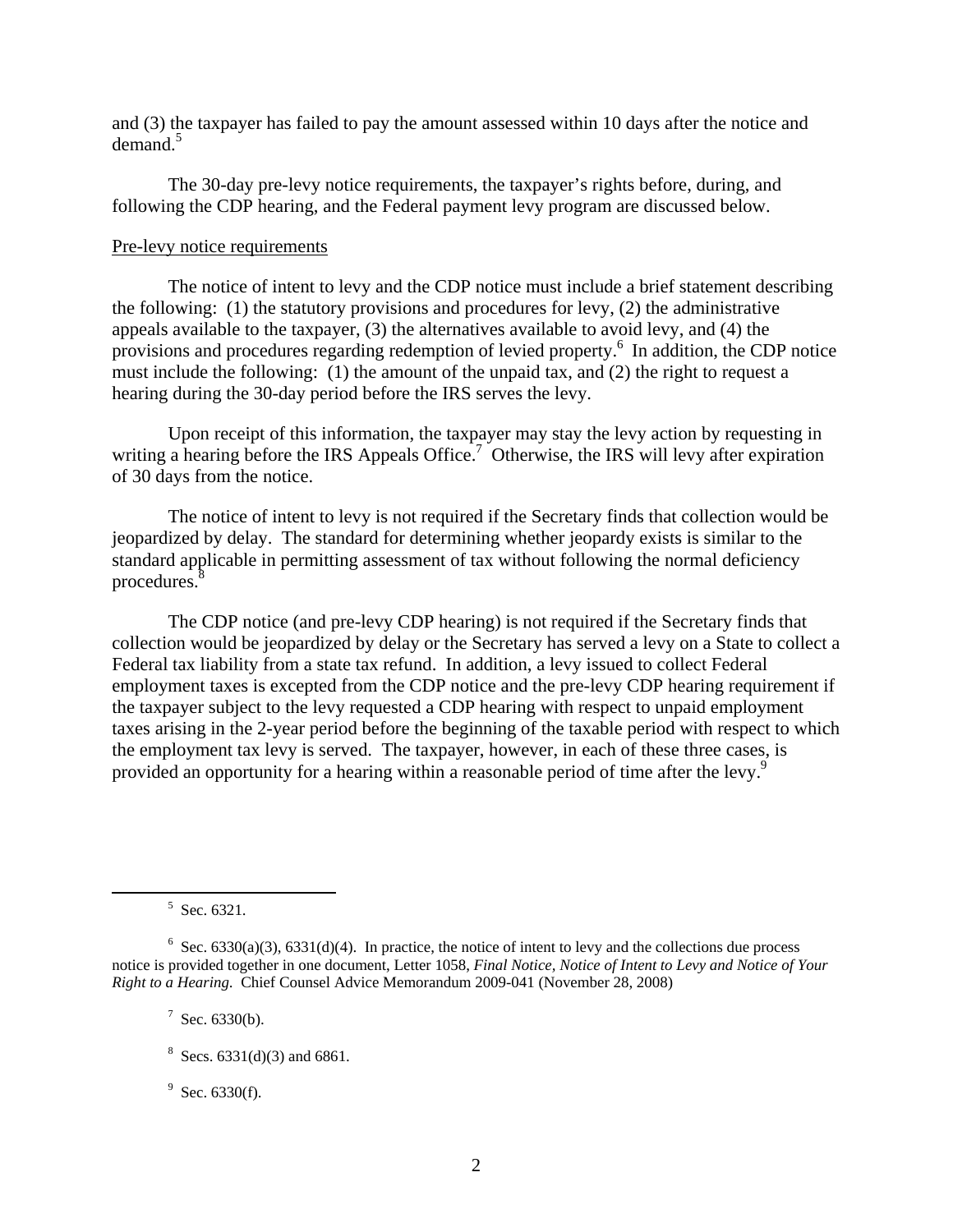and (3) the taxpayer has failed to pay the amount assessed within 10 days after the notice and demand.[5]

The 30-day pre-levy notice requirements, the taxpayer's rights before, during, and following the CDP hearing, and the Federal payment levy program are discussed below.

Pre-levy notice requirements

The notice of intent to levy and the CDP notice must include a brief statement describing the following: (1) the statutory provisions and procedures for levy, (2) the administrative appeals available to the taxpayer, (3) the alternatives available to avoid levy, and (4) the provisions and procedures regarding redemption of levied property.[6] In addition, the CDP notice must include the following: (1) the amount of the unpaid tax, and (2) the right to request a hearing during the 30-day period before the IRS serves the levy.

Upon receipt of this information, the taxpayer may stay the levy action by requesting in writing a hearing before the IRS Appeals Office.[7] Otherwise, the IRS will levy after expiration of 30 days from the notice.

The notice of intent to levy is not required if the Secretary finds that collection would be jeopardized by delay. The standard for determining whether jeopardy exists is similar to the standard applicable in permitting assessment of tax without following the normal deficiency procedures.[8]

The CDP notice (and pre-levy CDP hearing) is not required if the Secretary finds that collection would be jeopardized by delay or the Secretary has served a levy on a State to collect a Federal tax liability from a state tax refund. In addition, a levy issued to collect Federal employment taxes is excepted from the CDP notice and the pre-levy CDP hearing requirement if the taxpayer subject to the levy requested a CDP hearing with respect to unpaid employment taxes arising in the 2-year period before the beginning of the taxable period with respect to which the employment tax levy is served. The taxpayer, however, in each of these three cases, is provided an opportunity for a hearing within a reasonable period of time after the levy.[9]

---

[5] Sec. 6321.

[6] Sec. 6330(a)(3), 6331(d)(4). In practice, the notice of intent to levy and the collections due process notice is provided together in one document, Letter 1058, *Final Notice, Notice of Intent to Levy and Notice of Your Right to a Hearing.* Chief Counsel Advice Memorandum 2009-041 (November 28, 2008)

[7] Sec. 6330(b).

[8] Secs. 6331(d)(3) and 6861.

[9] Sec. 6330(f).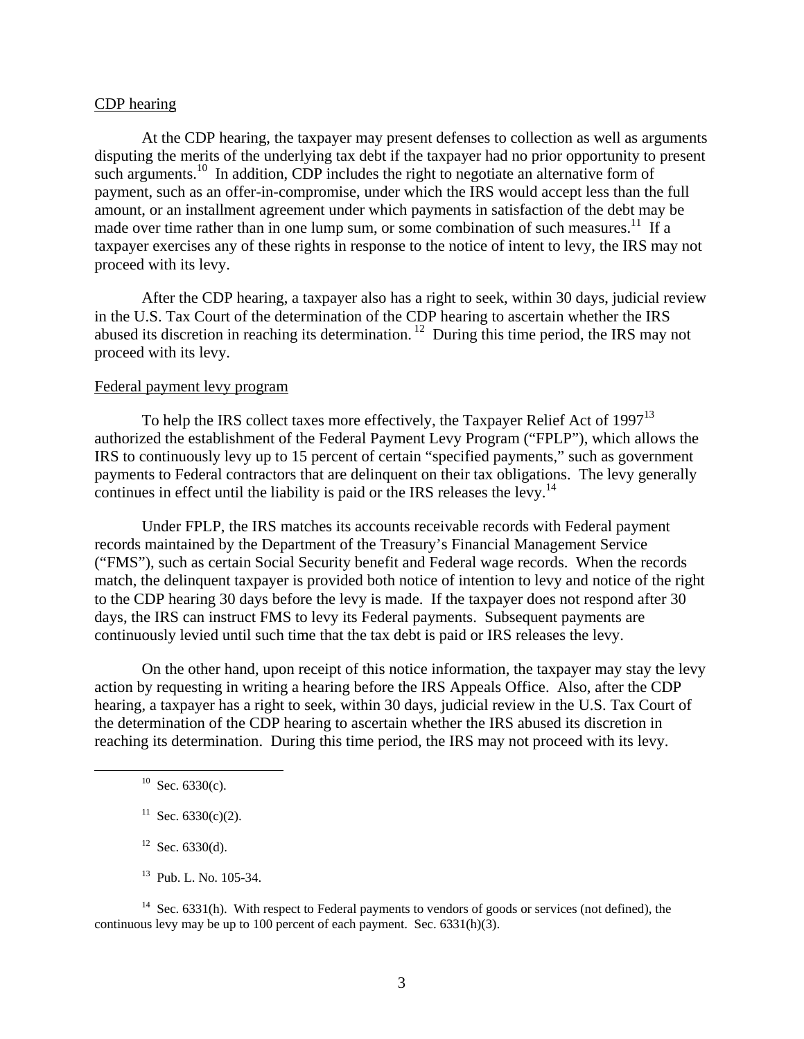CDP hearing

At the CDP hearing, the taxpayer may present defenses to collection as well as arguments disputing the merits of the underlying tax debt if the taxpayer had no prior opportunity to present such arguments.[10] In addition, CDP includes the right to negotiate an alternative form of payment, such as an offer-in-compromise, under which the IRS would accept less than the full amount, or an installment agreement under which payments in satisfaction of the debt may be made over time rather than in one lump sum, or some combination of such measures.[11] If a taxpayer exercises any of these rights in response to the notice of intent to levy, the IRS may not proceed with its levy.

After the CDP hearing, a taxpayer also has a right to seek, within 30 days, judicial review in the U.S. Tax Court of the determination of the CDP hearing to ascertain whether the IRS abused its discretion in reaching its determination.[12] During this time period, the IRS may not proceed with its levy.

Federal payment levy program

To help the IRS collect taxes more effectively, the Taxpayer Relief Act of 1997[13] authorized the establishment of the Federal Payment Levy Program ("FPLP"), which allows the IRS to continuously levy up to 15 percent of certain "specified payments," such as government payments to Federal contractors that are delinquent on their tax obligations. The levy generally continues in effect until the liability is paid or the IRS releases the levy.[14]

Under FPLP, the IRS matches its accounts receivable records with Federal payment records maintained by the Department of the Treasury's Financial Management Service ("FMS"), such as certain Social Security benefit and Federal wage records. When the records match, the delinquent taxpayer is provided both notice of intention to levy and notice of the right to the CDP hearing 30 days before the levy is made. If the taxpayer does not respond after 30 days, the IRS can instruct FMS to levy its Federal payments. Subsequent payments are continuously levied until such time that the tax debt is paid or IRS releases the levy.

On the other hand, upon receipt of this notice information, the taxpayer may stay the levy action by requesting in writing a hearing before the IRS Appeals Office. Also, after the CDP hearing, a taxpayer has a right to seek, within 30 days, judicial review in the U.S. Tax Court of the determination of the CDP hearing to ascertain whether the IRS abused its discretion in reaching its determination. During this time period, the IRS may not proceed with its levy.

[10] Sec. 6330(c).

[11] Sec. 6330(c)(2).

[12] Sec. 6330(d).

[13] Pub. L. No. 105-34.

[14] Sec. 6331(h). With respect to Federal payments to vendors of goods or services (not defined), the continuous levy may be up to 100 percent of each payment. Sec. 6331(h)(3).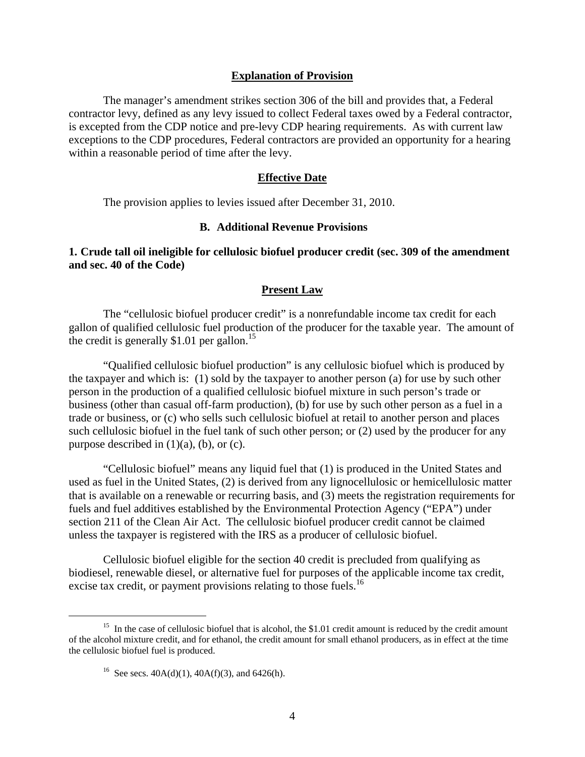## Explanation of Provision

The manager's amendment strikes section 306 of the bill and provides that, a Federal contractor levy, defined as any levy issued to collect Federal taxes owed by a Federal contractor, is excepted from the CDP notice and pre-levy CDP hearing requirements. As with current law exceptions to the CDP procedures, Federal contractors are provided an opportunity for a hearing within a reasonable period of time after the levy.

## Effective Date

The provision applies to levies issued after December 31, 2010.

## B. Additional Revenue Provisions

### 1. Crude tall oil ineligible for cellulosic biofuel producer credit (sec. 309 of the amendment and sec. 40 of the Code)

## Present Law

The "cellulosic biofuel producer credit" is a nonrefundable income tax credit for each gallon of qualified cellulosic fuel production of the producer for the taxable year. The amount of the credit is generally $1.01 per gallon.[15]

"Qualified cellulosic biofuel production" is any cellulosic biofuel which is produced by the taxpayer and which is: (1) sold by the taxpayer to another person (a) for use by such other person in the production of a qualified cellulosic biofuel mixture in such person's trade or business (other than casual off-farm production), (b) for use by such other person as a fuel in a trade or business, or (c) who sells such cellulosic biofuel at retail to another person and places such cellulosic biofuel in the fuel tank of such other person; or (2) used by the producer for any purpose described in (1)(a), (b), or (c).

"Cellulosic biofuel" means any liquid fuel that (1) is produced in the United States and used as fuel in the United States, (2) is derived from any lignocellulosic or hemicellulosic matter that is available on a renewable or recurring basis, and (3) meets the registration requirements for fuels and fuel additives established by the Environmental Protection Agency ("EPA") under section 211 of the Clean Air Act. The cellulosic biofuel producer credit cannot be claimed unless the taxpayer is registered with the IRS as a producer of cellulosic biofuel.

Cellulosic biofuel eligible for the section 40 credit is precluded from qualifying as biodiesel, renewable diesel, or alternative fuel for purposes of the applicable income tax credit, excise tax credit, or payment provisions relating to those fuels.[16]

---

[15] In the case of cellulosic biofuel that is alcohol, the $1.01 credit amount is reduced by the credit amount of the alcohol mixture credit, and for ethanol, the credit amount for small ethanol producers, as in effect at the time the cellulosic biofuel fuel is produced.

[16] See secs. 40A(d)(1), 40A(f)(3), and 6426(h).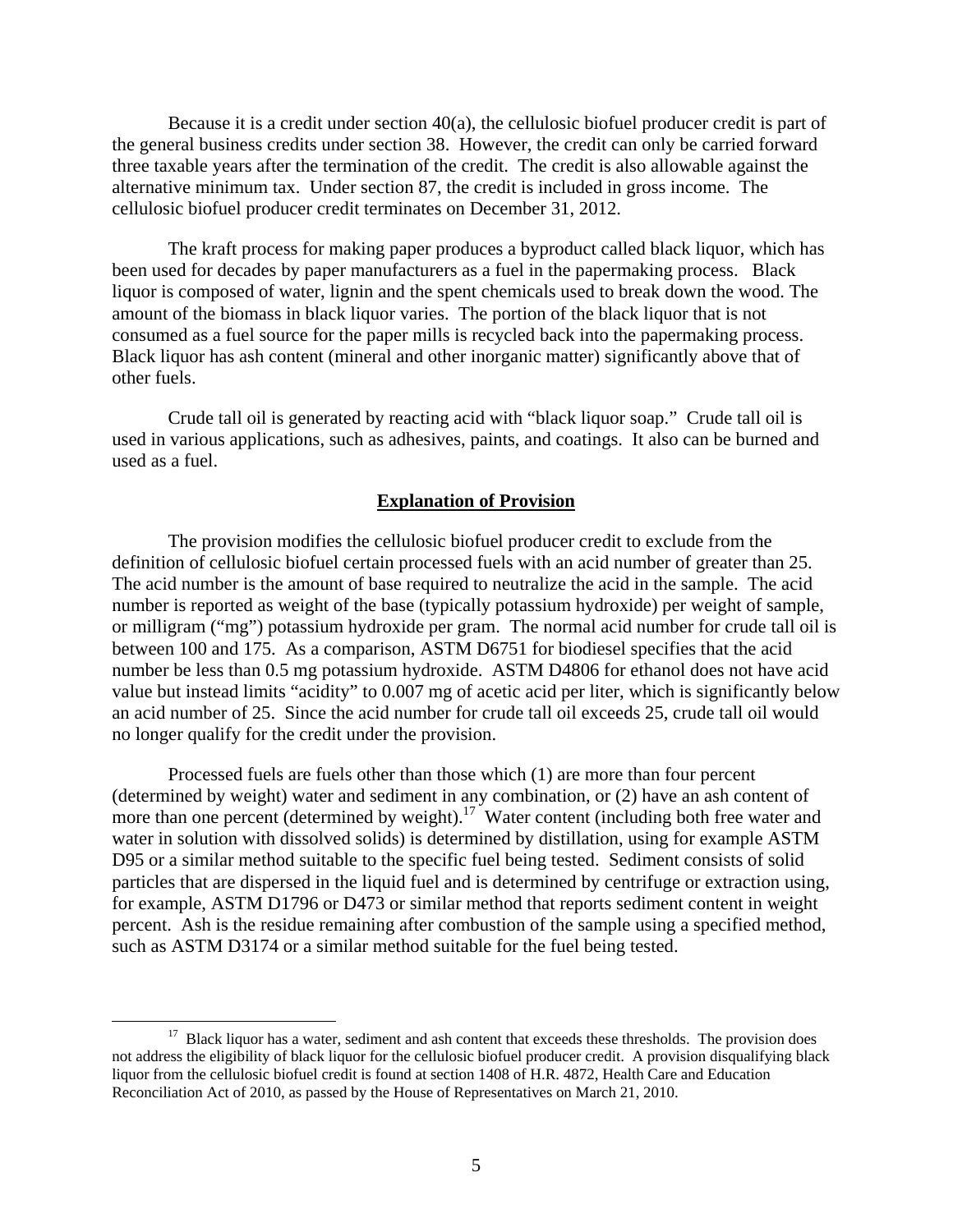Because it is a credit under section 40(a), the cellulosic biofuel producer credit is part of the general business credits under section 38. However, the credit can only be carried forward three taxable years after the termination of the credit. The credit is also allowable against the alternative minimum tax. Under section 87, the credit is included in gross income. The cellulosic biofuel producer credit terminates on December 31, 2012.

The kraft process for making paper produces a byproduct called black liquor, which has been used for decades by paper manufacturers as a fuel in the papermaking process. Black liquor is composed of water, lignin and the spent chemicals used to break down the wood. The amount of the biomass in black liquor varies. The portion of the black liquor that is not consumed as a fuel source for the paper mills is recycled back into the papermaking process. Black liquor has ash content (mineral and other inorganic matter) significantly above that of other fuels.

Crude tall oil is generated by reacting acid with "black liquor soap." Crude tall oil is used in various applications, such as adhesives, paints, and coatings. It also can be burned and used as a fuel.

## Explanation of Provision

The provision modifies the cellulosic biofuel producer credit to exclude from the definition of cellulosic biofuel certain processed fuels with an acid number of greater than 25. The acid number is the amount of base required to neutralize the acid in the sample. The acid number is reported as weight of the base (typically potassium hydroxide) per weight of sample, or milligram ("mg") potassium hydroxide per gram. The normal acid number for crude tall oil is between 100 and 175. As a comparison, ASTM D6751 for biodiesel specifies that the acid number be less than 0.5 mg potassium hydroxide. ASTM D4806 for ethanol does not have acid value but instead limits "acidity" to 0.007 mg of acetic acid per liter, which is significantly below an acid number of 25. Since the acid number for crude tall oil exceeds 25, crude tall oil would no longer qualify for the credit under the provision.

Processed fuels are fuels other than those which (1) are more than four percent (determined by weight) water and sediment in any combination, or (2) have an ash content of more than one percent (determined by weight).[17] Water content (including both free water and water in solution with dissolved solids) is determined by distillation, using for example ASTM D95 or a similar method suitable to the specific fuel being tested. Sediment consists of solid particles that are dispersed in the liquid fuel and is determined by centrifuge or extraction using, for example, ASTM D1796 or D473 or similar method that reports sediment content in weight percent. Ash is the residue remaining after combustion of the sample using a specified method, such as ASTM D3174 or a similar method suitable for the fuel being tested.

[17] Black liquor has a water, sediment and ash content that exceeds these thresholds. The provision does not address the eligibility of black liquor for the cellulosic biofuel producer credit. A provision disqualifying black liquor from the cellulosic biofuel credit is found at section 1408 of H.R. 4872, Health Care and Education Reconciliation Act of 2010, as passed by the House of Representatives on March 21, 2010.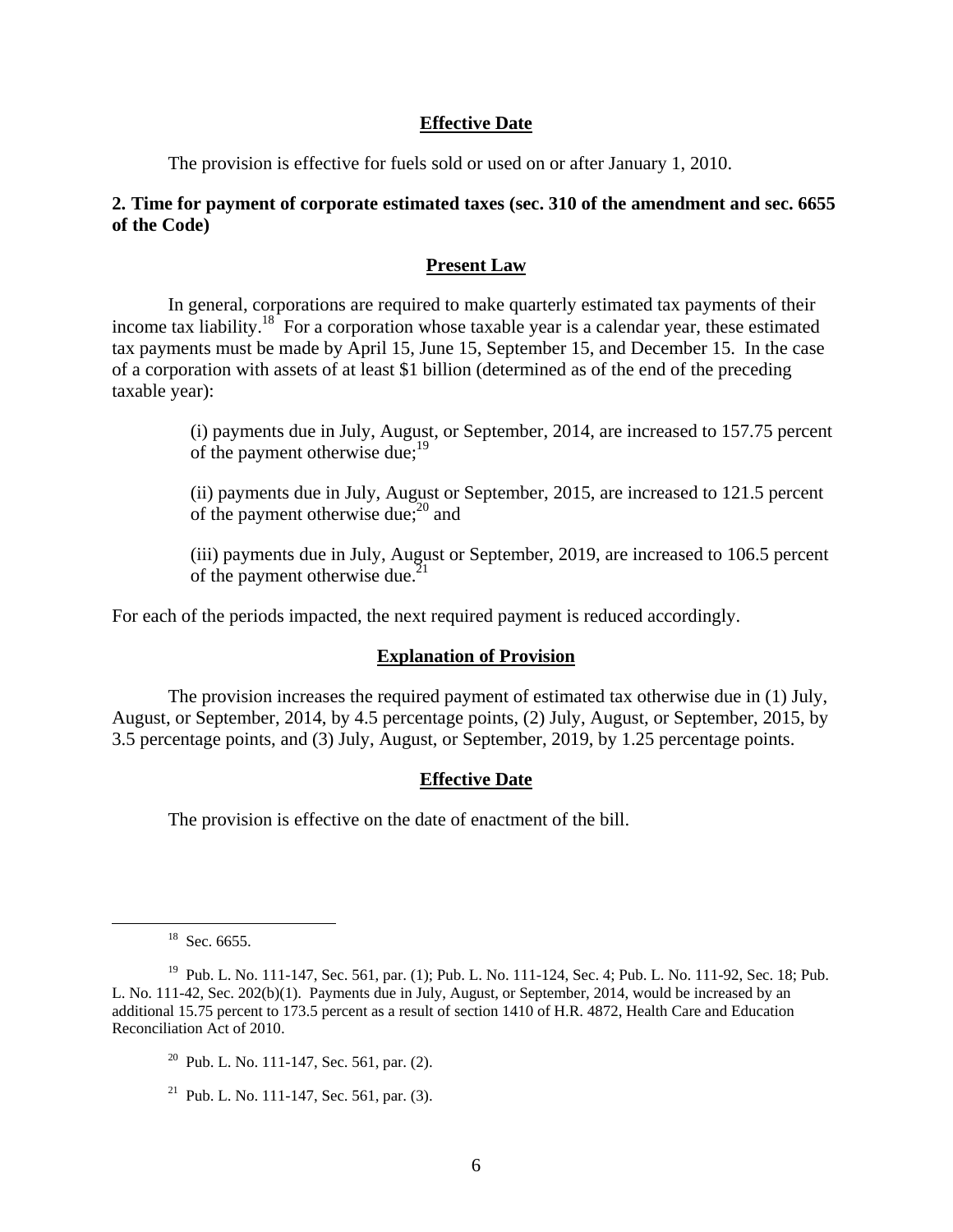#### Effective Date

The provision is effective for fuels sold or used on or after January 1, 2010.

### 2. Time for payment of corporate estimated taxes (sec. 310 of the amendment and sec. 6655 of the Code)

#### Present Law

In general, corporations are required to make quarterly estimated tax payments of their income tax liability.[18] For a corporation whose taxable year is a calendar year, these estimated tax payments must be made by April 15, June 15, September 15, and December 15. In the case of a corporation with assets of at least $1 billion (determined as of the end of the preceding taxable year):

> (i) payments due in July, August, or September, 2014, are increased to 157.75 percent of the payment otherwise due;[19]
>
> (ii) payments due in July, August or September, 2015, are increased to 121.5 percent of the payment otherwise due;[20] and
>
> (iii) payments due in July, August or September, 2019, are increased to 106.5 percent of the payment otherwise due.[21]

For each of the periods impacted, the next required payment is reduced accordingly.

#### Explanation of Provision

The provision increases the required payment of estimated tax otherwise due in (1) July, August, or September, 2014, by 4.5 percentage points, (2) July, August, or September, 2015, by 3.5 percentage points, and (3) July, August, or September, 2019, by 1.25 percentage points.

#### Effective Date

The provision is effective on the date of enactment of the bill.

---

[18] Sec. 6655.

[19] Pub. L. No. 111-147, Sec. 561, par. (1); Pub. L. No. 111-124, Sec. 4; Pub. L. No. 111-92, Sec. 18; Pub. L. No. 111-42, Sec. 202(b)(1). Payments due in July, August, or September, 2014, would be increased by an additional 15.75 percent to 173.5 percent as a result of section 1410 of H.R. 4872, Health Care and Education Reconciliation Act of 2010.

[20] Pub. L. No. 111-147, Sec. 561, par. (2).

[21] Pub. L. No. 111-147, Sec. 561, par. (3).